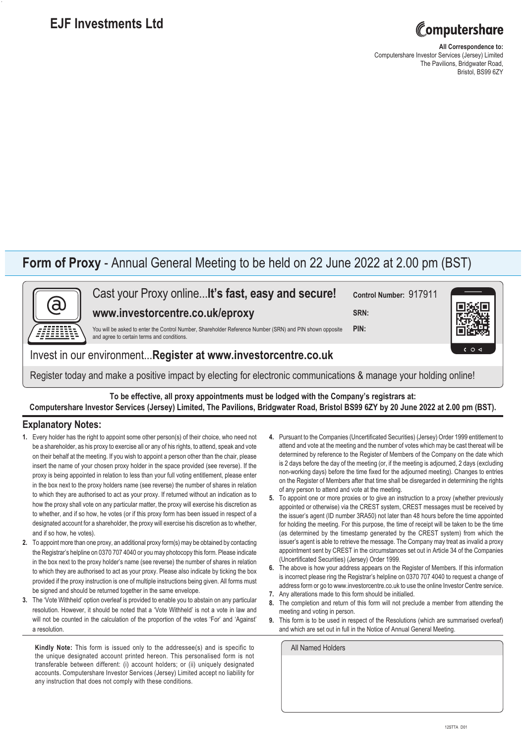# EJF Investments Ltd

**All Correspondence to:**
Computershare Investor Services (Jersey) Limited
The Pavilions, Bridgwater Road,
Bristol, BS99 6ZY

## Form of Proxy - Annual General Meeting to be held on 22 June 2022 at 2.00 pm (BST)

Cast your Proxy online...**It's fast, easy and secure!**

**www.investorcentre.co.uk/eproxy**

You will be asked to enter the Control Number, Shareholder Reference Number (SRN) and PIN shown opposite and agree to certain terms and conditions.

**Control Number:** 917911

**SRN:**

**PIN:**

Invest in our environment...**Register at www.investorcentre.co.uk**

Register today and make a positive impact by electing for electronic communications & manage your holding online!

**To be effective, all proxy appointments must be lodged with the Company's registrars at:**
**Computershare Investor Services (Jersey) Limited, The Pavilions, Bridgwater Road, Bristol BS99 6ZY by 20 June 2022 at 2.00 pm (BST).**

## Explanatory Notes:

1. Every holder has the right to appoint some other person(s) of their choice, who need not be a shareholder, as his proxy to exercise all or any of his rights, to attend, speak and vote on their behalf at the meeting. If you wish to appoint a person other than the chair, please insert the name of your chosen proxy holder in the space provided (see reverse). If the proxy is being appointed in relation to less than your full voting entitlement, please enter in the box next to the proxy holders name (see reverse) the number of shares in relation to which they are authorised to act as your proxy. If returned without an indication as to how the proxy shall vote on any particular matter, the proxy will exercise his discretion as to whether, and if so how, he votes (or if this proxy form has been issued in respect of a designated account for a shareholder, the proxy will exercise his discretion as to whether, and if so how, he votes).
2. To appoint more than one proxy, an additional proxy form(s) may be obtained by contacting the Registrar's helpline on 0370 707 4040 or you may photocopy this form. Please indicate in the box next to the proxy holder's name (see reverse) the number of shares in relation to which they are authorised to act as your proxy. Please also indicate by ticking the box provided if the proxy instruction is one of multiple instructions being given. All forms must be signed and should be returned together in the same envelope.
3. The 'Vote Withheld' option overleaf is provided to enable you to abstain on any particular resolution. However, it should be noted that a 'Vote Withheld' is not a vote in law and will not be counted in the calculation of the proportion of the votes 'For' and 'Against' a resolution.
4. Pursuant to the Companies (Uncertificated Securities) (Jersey) Order 1999 entitlement to attend and vote at the meeting and the number of votes which may be cast thereat will be determined by reference to the Register of Members of the Company on the date which is 2 days before the day of the meeting (or, if the meeting is adjourned, 2 days (excluding non-working days) before the time fixed for the adjourned meeting). Changes to entries on the Register of Members after that time shall be disregarded in determining the rights of any person to attend and vote at the meeting.
5. To appoint one or more proxies or to give an instruction to a proxy (whether previously appointed or otherwise) via the CREST system, CREST messages must be received by the issuer's agent (ID number 3RA50) not later than 48 hours before the time appointed for holding the meeting. For this purpose, the time of receipt will be taken to be the time (as determined by the timestamp generated by the CREST system) from which the issuer's agent is able to retrieve the message. The Company may treat as invalid a proxy appointment sent by CREST in the circumstances set out in Article 34 of the Companies (Uncertificated Securities) (Jersey) Order 1999.
6. The above is how your address appears on the Register of Members. If this information is incorrect please ring the Registrar's helpline on 0370 707 4040 to request a change of address form or go to www.investorcentre.co.uk to use the online Investor Centre service.
7. Any alterations made to this form should be initialled.
8. The completion and return of this form will not preclude a member from attending the meeting and voting in person.
9. This form is to be used in respect of the Resolutions (which are summarised overleaf) and which are set out in full in the Notice of Annual General Meeting.

**Kindly Note:** This form is issued only to the addressee(s) and is specific to the unique designated account printed hereon. This personalised form is not transferable between different: (i) account holders; or (ii) uniquely designated accounts. Computershare Investor Services (Jersey) Limited accept no liability for any instruction that does not comply with these conditions.

All Named Holders

12STTA D01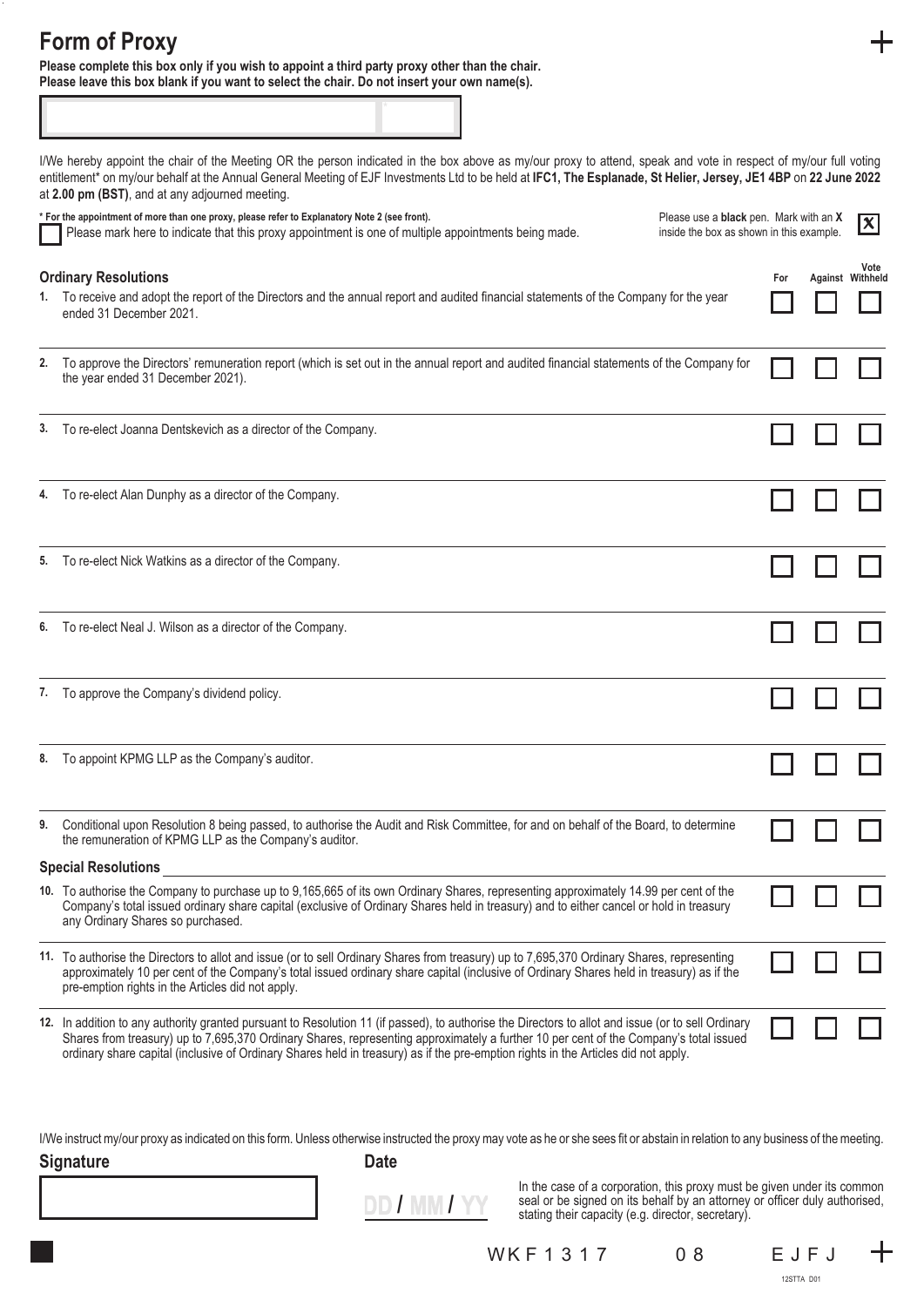# Form of Proxy

**Please complete this box only if you wish to appoint a third party proxy other than the chair.**
**Please leave this box blank if you want to select the chair. Do not insert your own name(s).**

I/We hereby appoint the chair of the Meeting OR the person indicated in the box above as my/our proxy to attend, speak and vote in respect of my/our full voting entitlement* on my/our behalf at the Annual General Meeting of EJF Investments Ltd to be held at **IFC1, The Esplanade, St Helier, Jersey, JE1 4BP** on **22 June 2022** at **2.00 pm (BST)**, and at any adjourned meeting.

**\* For the appointment of more than one proxy, please refer to Explanatory Note 2 (see front).**

☐ Please mark here to indicate that this proxy appointment is one of multiple appointments being made.

Please use a **black** pen. Mark with an **X** inside the box as shown in this example. ☒

| **Ordinary Resolutions** | For | Against | Vote Withheld |
|---|---|---|---|
| **1.** To receive and adopt the report of the Directors and the annual report and audited financial statements of the Company for the year ended 31 December 2021. | ☐ | ☐ | ☐ |
| **2.** To approve the Directors' remuneration report (which is set out in the annual report and audited financial statements of the Company for the year ended 31 December 2021). | ☐ | ☐ | ☐ |
| **3.** To re-elect Joanna Dentskevich as a director of the Company. | ☐ | ☐ | ☐ |
| **4.** To re-elect Alan Dunphy as a director of the Company. | ☐ | ☐ | ☐ |
| **5.** To re-elect Nick Watkins as a director of the Company. | ☐ | ☐ | ☐ |
| **6.** To re-elect Neal J. Wilson as a director of the Company. | ☐ | ☐ | ☐ |
| **7.** To approve the Company's dividend policy. | ☐ | ☐ | ☐ |
| **8.** To appoint KPMG LLP as the Company's auditor. | ☐ | ☐ | ☐ |
| **9.** Conditional upon Resolution 8 being passed, to authorise the Audit and Risk Committee, for and on behalf of the Board, to determine the remuneration of KPMG LLP as the Company's auditor. | ☐ | ☐ | ☐ |
| **Special Resolutions** | | | |
| **10.** To authorise the Company to purchase up to 9,165,665 of its own Ordinary Shares, representing approximately 14.99 per cent of the Company's total issued ordinary share capital (exclusive of Ordinary Shares held in treasury) and to either cancel or hold in treasury any Ordinary Shares so purchased. | ☐ | ☐ | ☐ |
| **11.** To authorise the Directors to allot and issue (or to sell Ordinary Shares from treasury) up to 7,695,370 Ordinary Shares, representing approximately 10 per cent of the Company's total issued ordinary share capital (inclusive of Ordinary Shares held in treasury) as if the pre-emption rights in the Articles did not apply. | ☐ | ☐ | ☐ |
| **12.** In addition to any authority granted pursuant to Resolution 11 (if passed), to authorise the Directors to allot and issue (or to sell Ordinary Shares from treasury) up to 7,695,370 Ordinary Shares, representing approximately a further 10 per cent of the Company's total issued ordinary share capital (inclusive of Ordinary Shares held in treasury) as if the pre-emption rights in the Articles did not apply. | ☐ | ☐ | ☐ |

I/We instruct my/our proxy as indicated on this form. Unless otherwise instructed the proxy may vote as he or she sees fit or abstain in relation to any business of the meeting.

**Signature**

**Date**

DD / MM / YY

In the case of a corporation, this proxy must be given under its common seal or be signed on its behalf by an attorney or officer duly authorised, stating their capacity (e.g. director, secretary).

WKF1317 08 EJFJ

12STTA D01